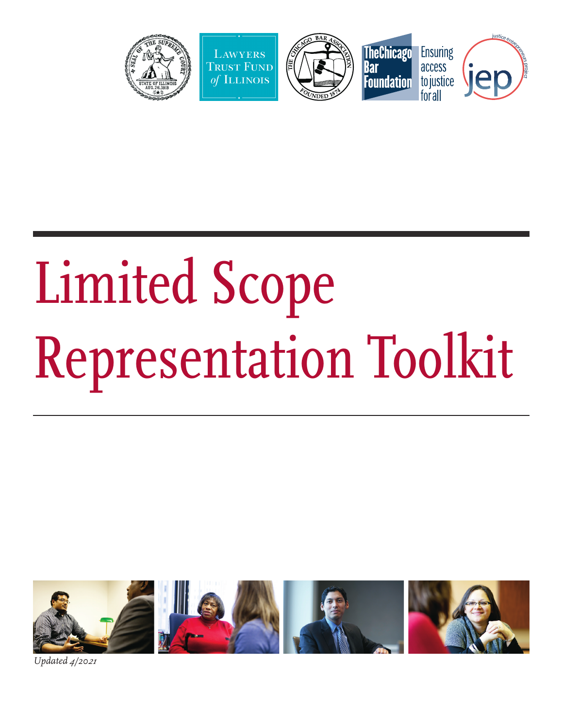# Limited Scope Representation Toolkit

*Updated 4/2021*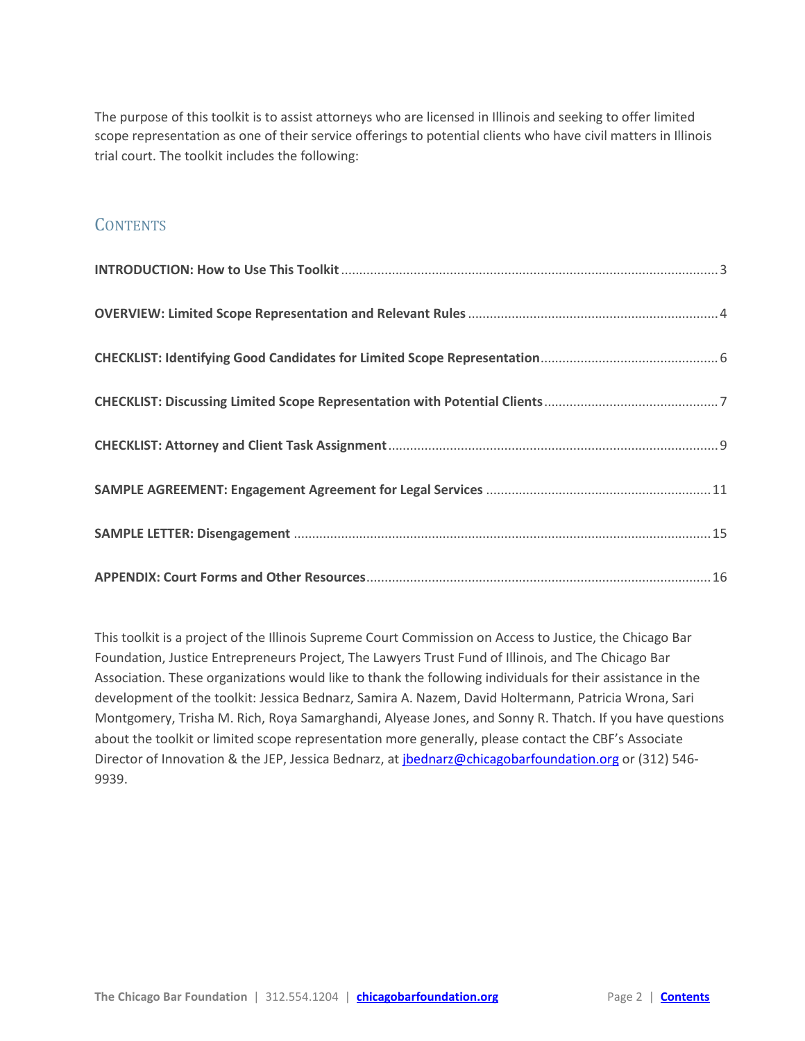The purpose of this toolkit is to assist attorneys who are licensed in Illinois and seeking to offer limited scope representation as one of their service offerings to potential clients who have civil matters in Illinois trial court. The toolkit includes the following:

## Contents

**INTRODUCTION: How to Use This Toolkit** ........................................ 3

**OVERVIEW: Limited Scope Representation and Relevant Rules** ........................................ 4

**CHECKLIST: Identifying Good Candidates for Limited Scope Representation** ........................................ 6

**CHECKLIST: Discussing Limited Scope Representation with Potential Clients** ........................................ 7

**CHECKLIST: Attorney and Client Task Assignment** ........................................ 9

**SAMPLE AGREEMENT: Engagement Agreement for Legal Services** ........................................ 11

**SAMPLE LETTER: Disengagement** ........................................ 15

**APPENDIX: Court Forms and Other Resources** ........................................ 16

This toolkit is a project of the Illinois Supreme Court Commission on Access to Justice, the Chicago Bar Foundation, Justice Entrepreneurs Project, The Lawyers Trust Fund of Illinois, and The Chicago Bar Association. These organizations would like to thank the following individuals for their assistance in the development of the toolkit: Jessica Bednarz, Samira A. Nazem, David Holtermann, Patricia Wrona, Sari Montgomery, Trisha M. Rich, Roya Samarghandi, Alyease Jones, and Sonny R. Thatch. If you have questions about the toolkit or limited scope representation more generally, please contact the CBF's Associate Director of Innovation & the JEP, Jessica Bednarz, at jbednarz@chicagobarfoundation.org or (312) 546-9939.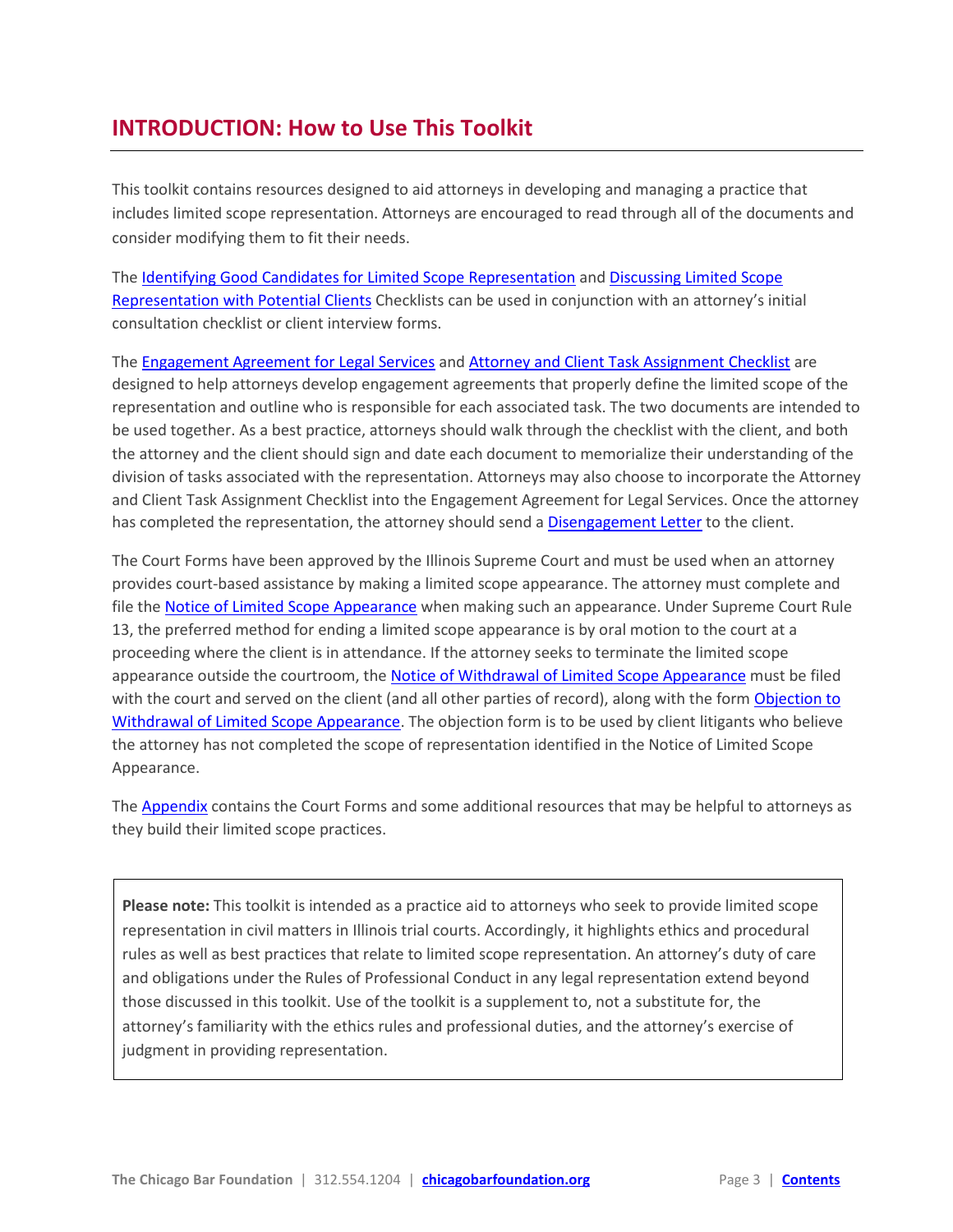# INTRODUCTION: How to Use This Toolkit

This toolkit contains resources designed to aid attorneys in developing and managing a practice that includes limited scope representation. Attorneys are encouraged to read through all of the documents and consider modifying them to fit their needs.

The Identifying Good Candidates for Limited Scope Representation and Discussing Limited Scope Representation with Potential Clients Checklists can be used in conjunction with an attorney's initial consultation checklist or client interview forms.

The Engagement Agreement for Legal Services and Attorney and Client Task Assignment Checklist are designed to help attorneys develop engagement agreements that properly define the limited scope of the representation and outline who is responsible for each associated task. The two documents are intended to be used together. As a best practice, attorneys should walk through the checklist with the client, and both the attorney and the client should sign and date each document to memorialize their understanding of the division of tasks associated with the representation. Attorneys may also choose to incorporate the Attorney and Client Task Assignment Checklist into the Engagement Agreement for Legal Services. Once the attorney has completed the representation, the attorney should send a Disengagement Letter to the client.

The Court Forms have been approved by the Illinois Supreme Court and must be used when an attorney provides court-based assistance by making a limited scope appearance. The attorney must complete and file the Notice of Limited Scope Appearance when making such an appearance. Under Supreme Court Rule 13, the preferred method for ending a limited scope appearance is by oral motion to the court at a proceeding where the client is in attendance. If the attorney seeks to terminate the limited scope appearance outside the courtroom, the Notice of Withdrawal of Limited Scope Appearance must be filed with the court and served on the client (and all other parties of record), along with the form Objection to Withdrawal of Limited Scope Appearance. The objection form is to be used by client litigants who believe the attorney has not completed the scope of representation identified in the Notice of Limited Scope Appearance.

The Appendix contains the Court Forms and some additional resources that may be helpful to attorneys as they build their limited scope practices.

> **Please note:** This toolkit is intended as a practice aid to attorneys who seek to provide limited scope representation in civil matters in Illinois trial courts. Accordingly, it highlights ethics and procedural rules as well as best practices that relate to limited scope representation. An attorney's duty of care and obligations under the Rules of Professional Conduct in any legal representation extend beyond those discussed in this toolkit. Use of the toolkit is a supplement to, not a substitute for, the attorney's familiarity with the ethics rules and professional duties, and the attorney's exercise of judgment in providing representation.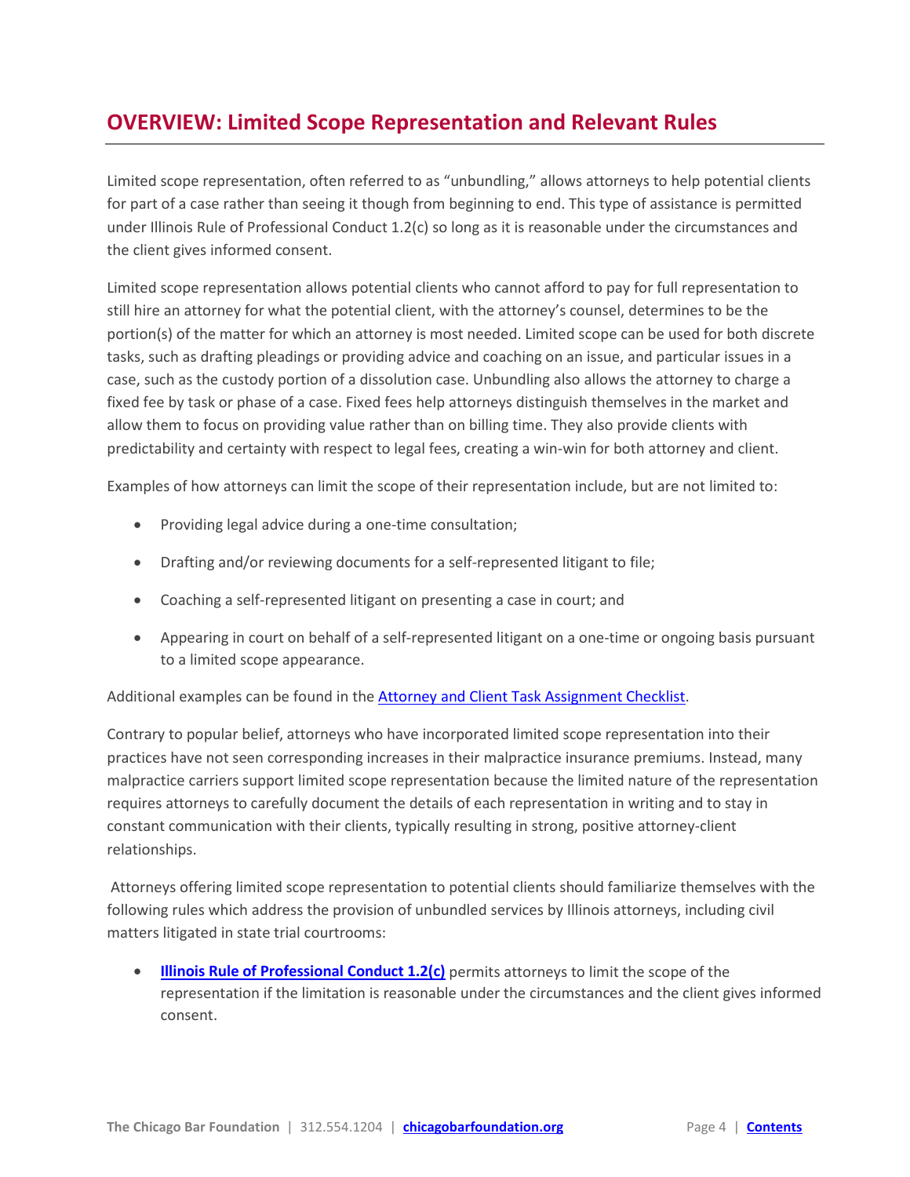## OVERVIEW: Limited Scope Representation and Relevant Rules

Limited scope representation, often referred to as "unbundling," allows attorneys to help potential clients for part of a case rather than seeing it though from beginning to end. This type of assistance is permitted under Illinois Rule of Professional Conduct 1.2(c) so long as it is reasonable under the circumstances and the client gives informed consent.

Limited scope representation allows potential clients who cannot afford to pay for full representation to still hire an attorney for what the potential client, with the attorney's counsel, determines to be the portion(s) of the matter for which an attorney is most needed. Limited scope can be used for both discrete tasks, such as drafting pleadings or providing advice and coaching on an issue, and particular issues in a case, such as the custody portion of a dissolution case. Unbundling also allows the attorney to charge a fixed fee by task or phase of a case. Fixed fees help attorneys distinguish themselves in the market and allow them to focus on providing value rather than on billing time. They also provide clients with predictability and certainty with respect to legal fees, creating a win-win for both attorney and client.

Examples of how attorneys can limit the scope of their representation include, but are not limited to:

- Providing legal advice during a one-time consultation;
- Drafting and/or reviewing documents for a self-represented litigant to file;
- Coaching a self-represented litigant on presenting a case in court; and
- Appearing in court on behalf of a self-represented litigant on a one-time or ongoing basis pursuant to a limited scope appearance.

Additional examples can be found in the [Attorney and Client Task Assignment Checklist](#).

Contrary to popular belief, attorneys who have incorporated limited scope representation into their practices have not seen corresponding increases in their malpractice insurance premiums. Instead, many malpractice carriers support limited scope representation because the limited nature of the representation requires attorneys to carefully document the details of each representation in writing and to stay in constant communication with their clients, typically resulting in strong, positive attorney-client relationships.

Attorneys offering limited scope representation to potential clients should familiarize themselves with the following rules which address the provision of unbundled services by Illinois attorneys, including civil matters litigated in state trial courtrooms:

- **[Illinois Rule of Professional Conduct 1.2(c)](#)** permits attorneys to limit the scope of the representation if the limitation is reasonable under the circumstances and the client gives informed consent.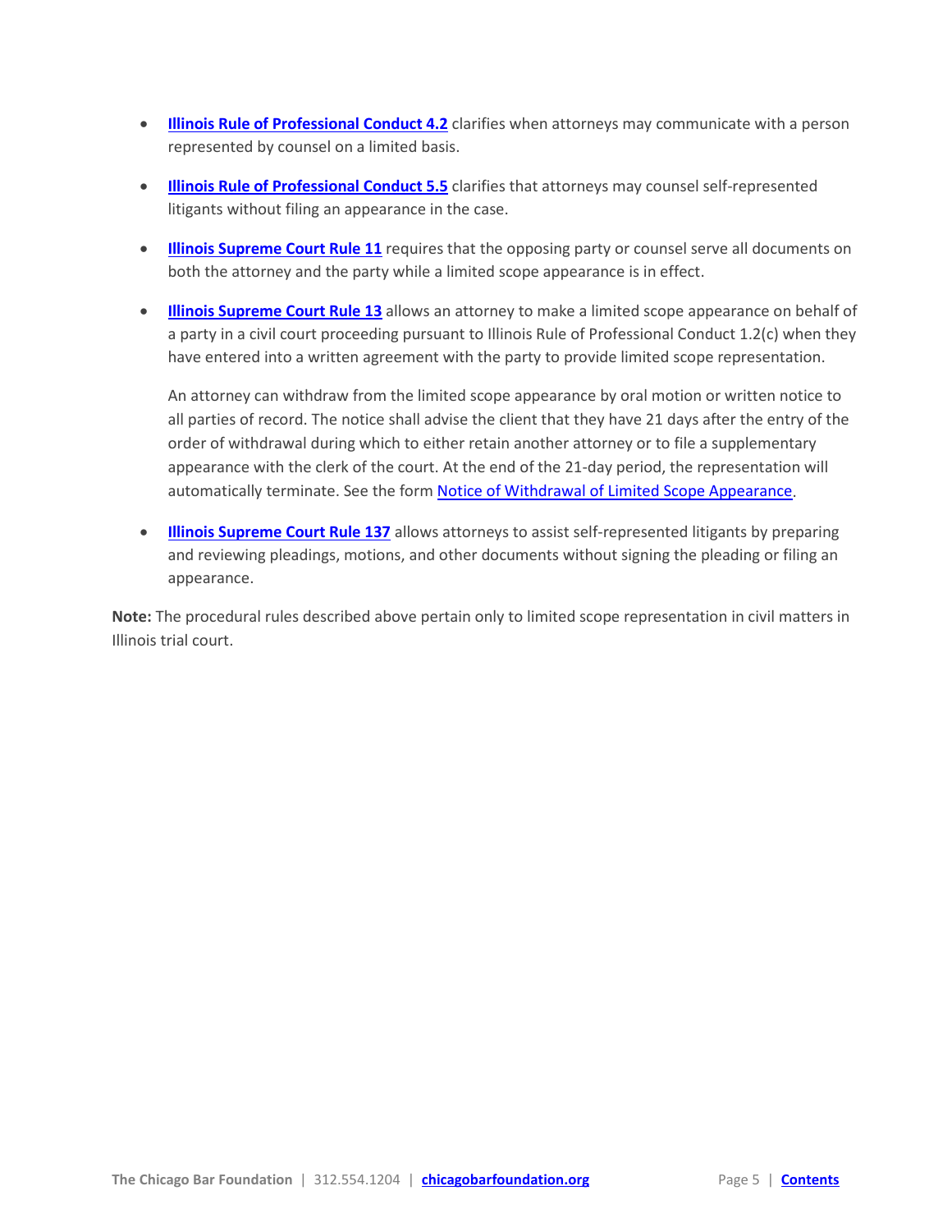- **Illinois Rule of Professional Conduct 4.2** clarifies when attorneys may communicate with a person represented by counsel on a limited basis.

- **Illinois Rule of Professional Conduct 5.5** clarifies that attorneys may counsel self-represented litigants without filing an appearance in the case.

- **Illinois Supreme Court Rule 11** requires that the opposing party or counsel serve all documents on both the attorney and the party while a limited scope appearance is in effect.

- **Illinois Supreme Court Rule 13** allows an attorney to make a limited scope appearance on behalf of a party in a civil court proceeding pursuant to Illinois Rule of Professional Conduct 1.2(c) when they have entered into a written agreement with the party to provide limited scope representation.

  An attorney can withdraw from the limited scope appearance by oral motion or written notice to all parties of record. The notice shall advise the client that they have 21 days after the entry of the order of withdrawal during which to either retain another attorney or to file a supplementary appearance with the clerk of the court. At the end of the 21-day period, the representation will automatically terminate. See the form Notice of Withdrawal of Limited Scope Appearance.

- **Illinois Supreme Court Rule 137** allows attorneys to assist self-represented litigants by preparing and reviewing pleadings, motions, and other documents without signing the pleading or filing an appearance.

**Note:** The procedural rules described above pertain only to limited scope representation in civil matters in Illinois trial court.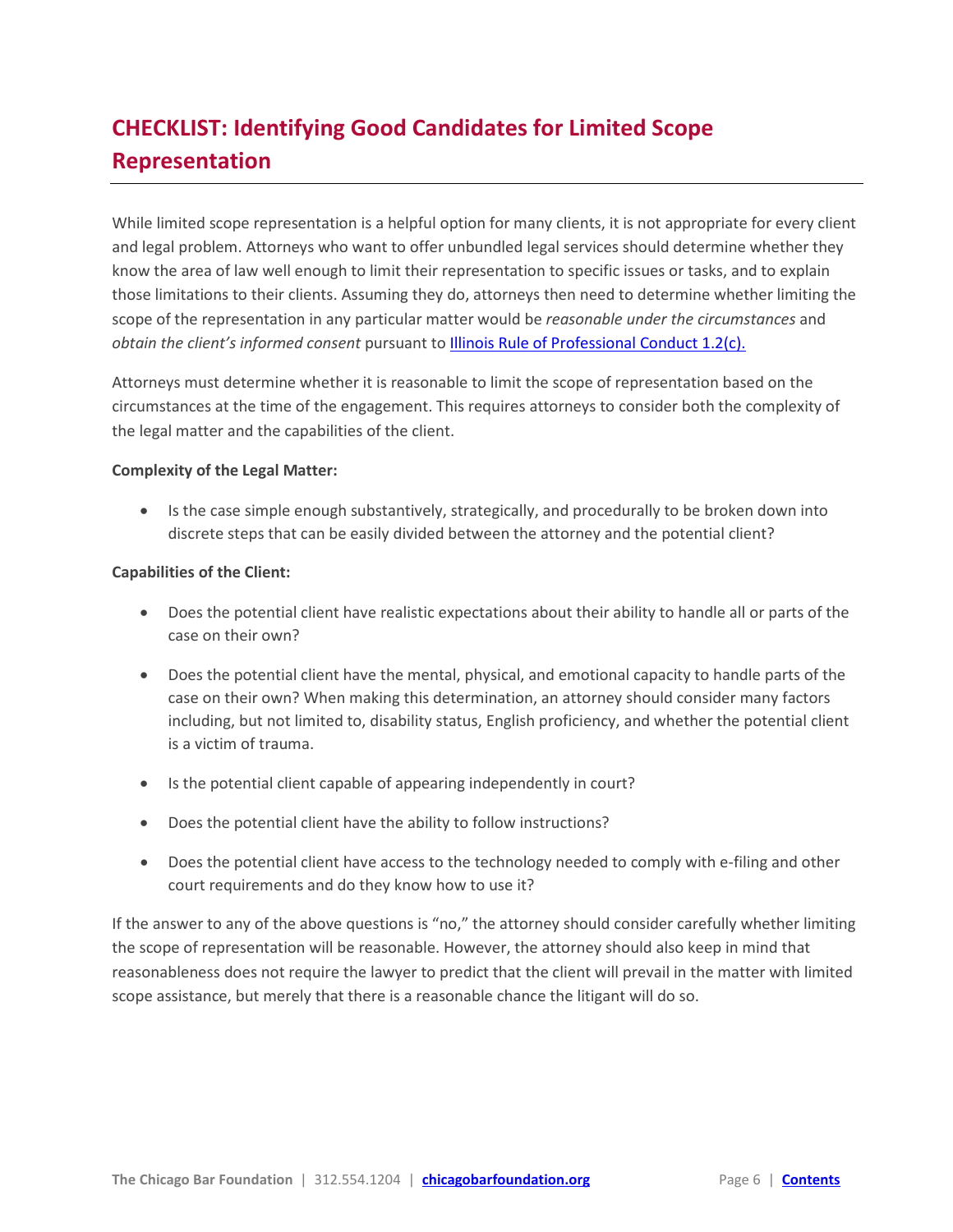# CHECKLIST: Identifying Good Candidates for Limited Scope Representation

While limited scope representation is a helpful option for many clients, it is not appropriate for every client and legal problem. Attorneys who want to offer unbundled legal services should determine whether they know the area of law well enough to limit their representation to specific issues or tasks, and to explain those limitations to their clients. Assuming they do, attorneys then need to determine whether limiting the scope of the representation in any particular matter would be *reasonable under the circumstances* and *obtain the client's informed consent* pursuant to [Illinois Rule of Professional Conduct 1.2(c).]()

Attorneys must determine whether it is reasonable to limit the scope of representation based on the circumstances at the time of the engagement. This requires attorneys to consider both the complexity of the legal matter and the capabilities of the client.

**Complexity of the Legal Matter:**

- Is the case simple enough substantively, strategically, and procedurally to be broken down into discrete steps that can be easily divided between the attorney and the potential client?

**Capabilities of the Client:**

- Does the potential client have realistic expectations about their ability to handle all or parts of the case on their own?
- Does the potential client have the mental, physical, and emotional capacity to handle parts of the case on their own? When making this determination, an attorney should consider many factors including, but not limited to, disability status, English proficiency, and whether the potential client is a victim of trauma.
- Is the potential client capable of appearing independently in court?
- Does the potential client have the ability to follow instructions?
- Does the potential client have access to the technology needed to comply with e-filing and other court requirements and do they know how to use it?

If the answer to any of the above questions is "no," the attorney should consider carefully whether limiting the scope of representation will be reasonable. However, the attorney should also keep in mind that reasonableness does not require the lawyer to predict that the client will prevail in the matter with limited scope assistance, but merely that there is a reasonable chance the litigant will do so.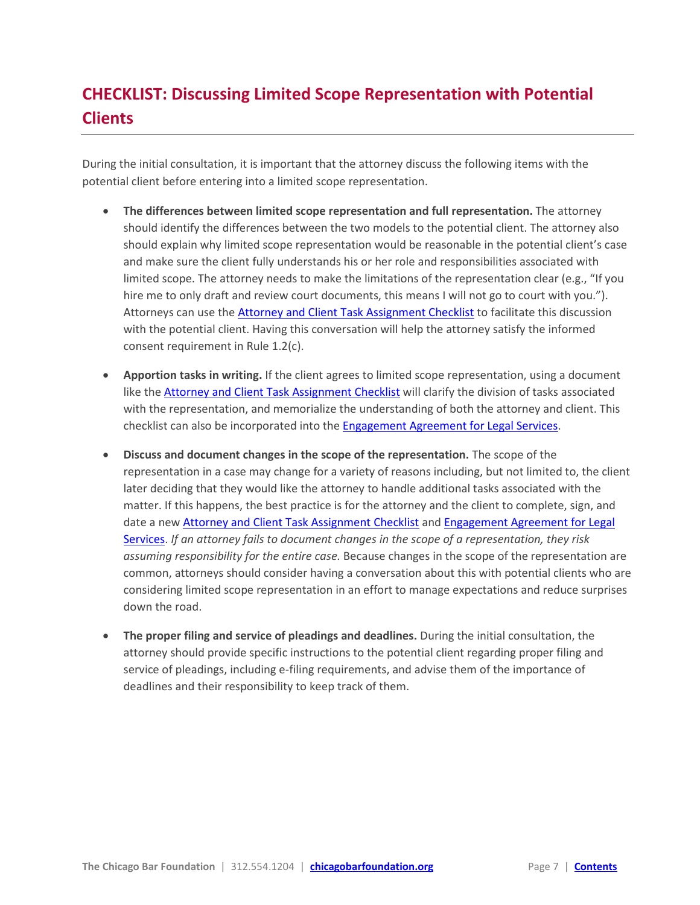# CHECKLIST: Discussing Limited Scope Representation with Potential Clients

During the initial consultation, it is important that the attorney discuss the following items with the potential client before entering into a limited scope representation.

- **The differences between limited scope representation and full representation.** The attorney should identify the differences between the two models to the potential client. The attorney also should explain why limited scope representation would be reasonable in the potential client's case and make sure the client fully understands his or her role and responsibilities associated with limited scope. The attorney needs to make the limitations of the representation clear (e.g., "If you hire me to only draft and review court documents, this means I will not go to court with you."). Attorneys can use the Attorney and Client Task Assignment Checklist to facilitate this discussion with the potential client. Having this conversation will help the attorney satisfy the informed consent requirement in Rule 1.2(c).

- **Apportion tasks in writing.** If the client agrees to limited scope representation, using a document like the Attorney and Client Task Assignment Checklist will clarify the division of tasks associated with the representation, and memorialize the understanding of both the attorney and client. This checklist can also be incorporated into the Engagement Agreement for Legal Services.

- **Discuss and document changes in the scope of the representation.** The scope of the representation in a case may change for a variety of reasons including, but not limited to, the client later deciding that they would like the attorney to handle additional tasks associated with the matter. If this happens, the best practice is for the attorney and the client to complete, sign, and date a new Attorney and Client Task Assignment Checklist and Engagement Agreement for Legal Services. *If an attorney fails to document changes in the scope of a representation, they risk assuming responsibility for the entire case.* Because changes in the scope of the representation are common, attorneys should consider having a conversation about this with potential clients who are considering limited scope representation in an effort to manage expectations and reduce surprises down the road.

- **The proper filing and service of pleadings and deadlines.** During the initial consultation, the attorney should provide specific instructions to the potential client regarding proper filing and service of pleadings, including e-filing requirements, and advise them of the importance of deadlines and their responsibility to keep track of them.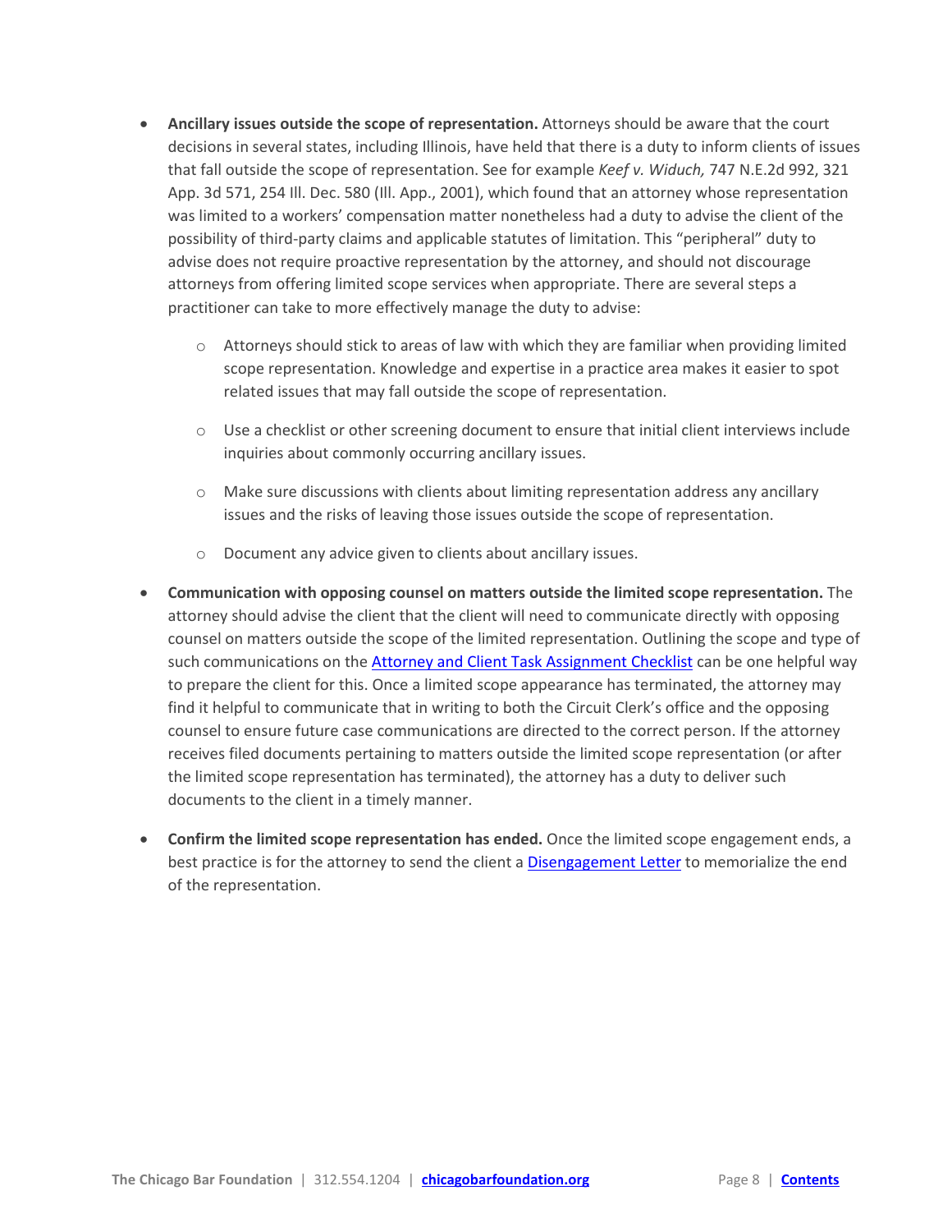- **Ancillary issues outside the scope of representation.** Attorneys should be aware that the court decisions in several states, including Illinois, have held that there is a duty to inform clients of issues that fall outside the scope of representation. See for example *Keef v. Widuch,* 747 N.E.2d 992, 321 App. 3d 571, 254 Ill. Dec. 580 (Ill. App., 2001), which found that an attorney whose representation was limited to a workers' compensation matter nonetheless had a duty to advise the client of the possibility of third-party claims and applicable statutes of limitation. This "peripheral" duty to advise does not require proactive representation by the attorney, and should not discourage attorneys from offering limited scope services when appropriate. There are several steps a practitioner can take to more effectively manage the duty to advise:
    - Attorneys should stick to areas of law with which they are familiar when providing limited scope representation. Knowledge and expertise in a practice area makes it easier to spot related issues that may fall outside the scope of representation.
    - Use a checklist or other screening document to ensure that initial client interviews include inquiries about commonly occurring ancillary issues.
    - Make sure discussions with clients about limiting representation address any ancillary issues and the risks of leaving those issues outside the scope of representation.
    - Document any advice given to clients about ancillary issues.
- **Communication with opposing counsel on matters outside the limited scope representation.** The attorney should advise the client that the client will need to communicate directly with opposing counsel on matters outside the scope of the limited representation. Outlining the scope and type of such communications on the Attorney and Client Task Assignment Checklist can be one helpful way to prepare the client for this. Once a limited scope appearance has terminated, the attorney may find it helpful to communicate that in writing to both the Circuit Clerk's office and the opposing counsel to ensure future case communications are directed to the correct person. If the attorney receives filed documents pertaining to matters outside the limited scope representation (or after the limited scope representation has terminated), the attorney has a duty to deliver such documents to the client in a timely manner.
- **Confirm the limited scope representation has ended.** Once the limited scope engagement ends, a best practice is for the attorney to send the client a Disengagement Letter to memorialize the end of the representation.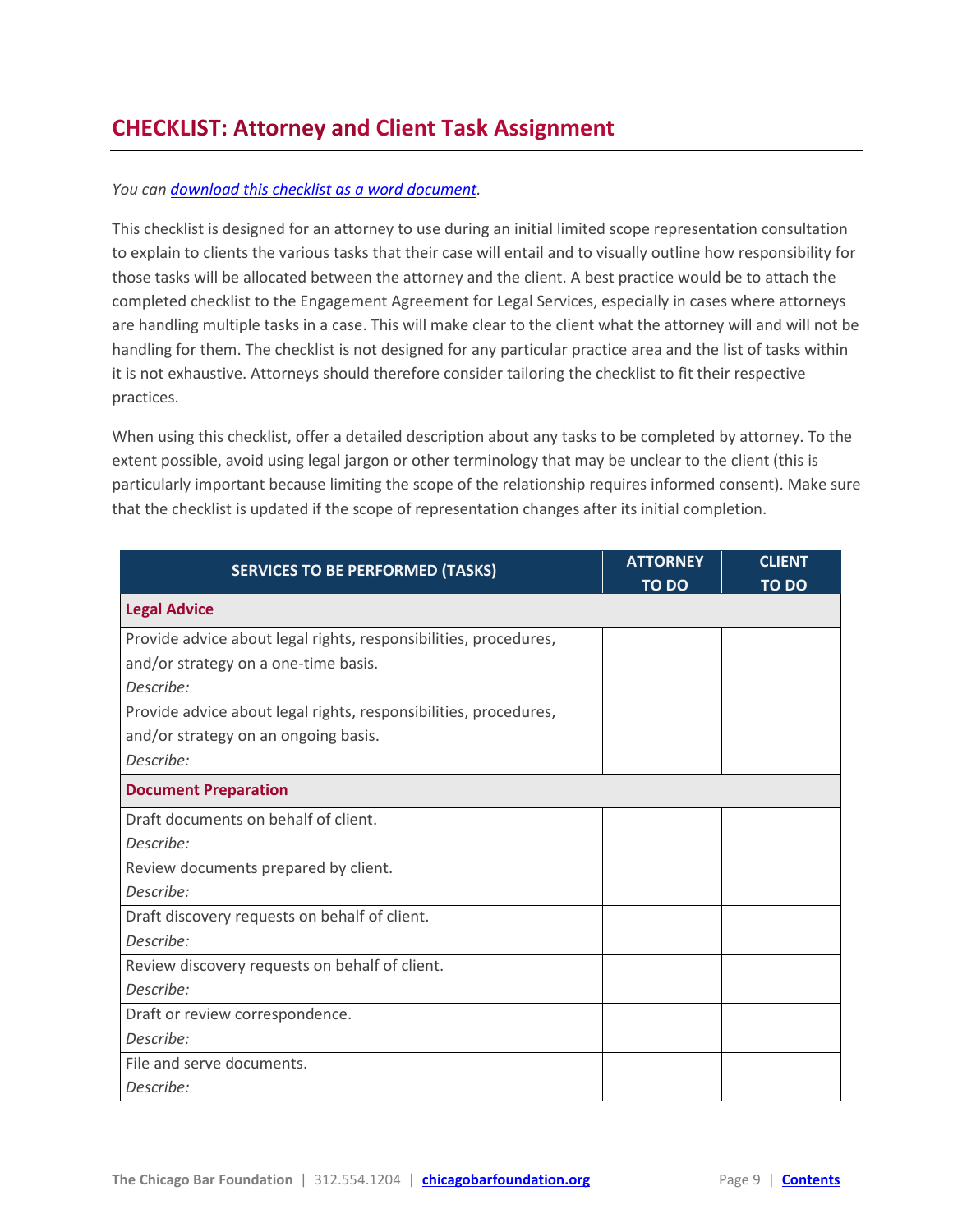## CHECKLIST: Attorney and Client Task Assignment

*You can [download this checklist as a word document](download this checklist as a word document).*

This checklist is designed for an attorney to use during an initial limited scope representation consultation to explain to clients the various tasks that their case will entail and to visually outline how responsibility for those tasks will be allocated between the attorney and the client. A best practice would be to attach the completed checklist to the Engagement Agreement for Legal Services, especially in cases where attorneys are handling multiple tasks in a case. This will make clear to the client what the attorney will and will not be handling for them. The checklist is not designed for any particular practice area and the list of tasks within it is not exhaustive. Attorneys should therefore consider tailoring the checklist to fit their respective practices.

When using this checklist, offer a detailed description about any tasks to be completed by attorney. To the extent possible, avoid using legal jargon or other terminology that may be unclear to the client (this is particularly important because limiting the scope of the relationship requires informed consent). Make sure that the checklist is updated if the scope of representation changes after its initial completion.

| SERVICES TO BE PERFORMED (TASKS) | ATTORNEY TO DO | CLIENT TO DO |
|---|---|---|
| **Legal Advice** | | |
| Provide advice about legal rights, responsibilities, procedures, and/or strategy on a one-time basis.<br>*Describe:* | | |
| Provide advice about legal rights, responsibilities, procedures, and/or strategy on an ongoing basis.<br>*Describe:* | | |
| **Document Preparation** | | |
| Draft documents on behalf of client.<br>*Describe:* | | |
| Review documents prepared by client.<br>*Describe:* | | |
| Draft discovery requests on behalf of client.<br>*Describe:* | | |
| Review discovery requests on behalf of client.<br>*Describe:* | | |
| Draft or review correspondence.<br>*Describe:* | | |
| File and serve documents.<br>*Describe:* | | |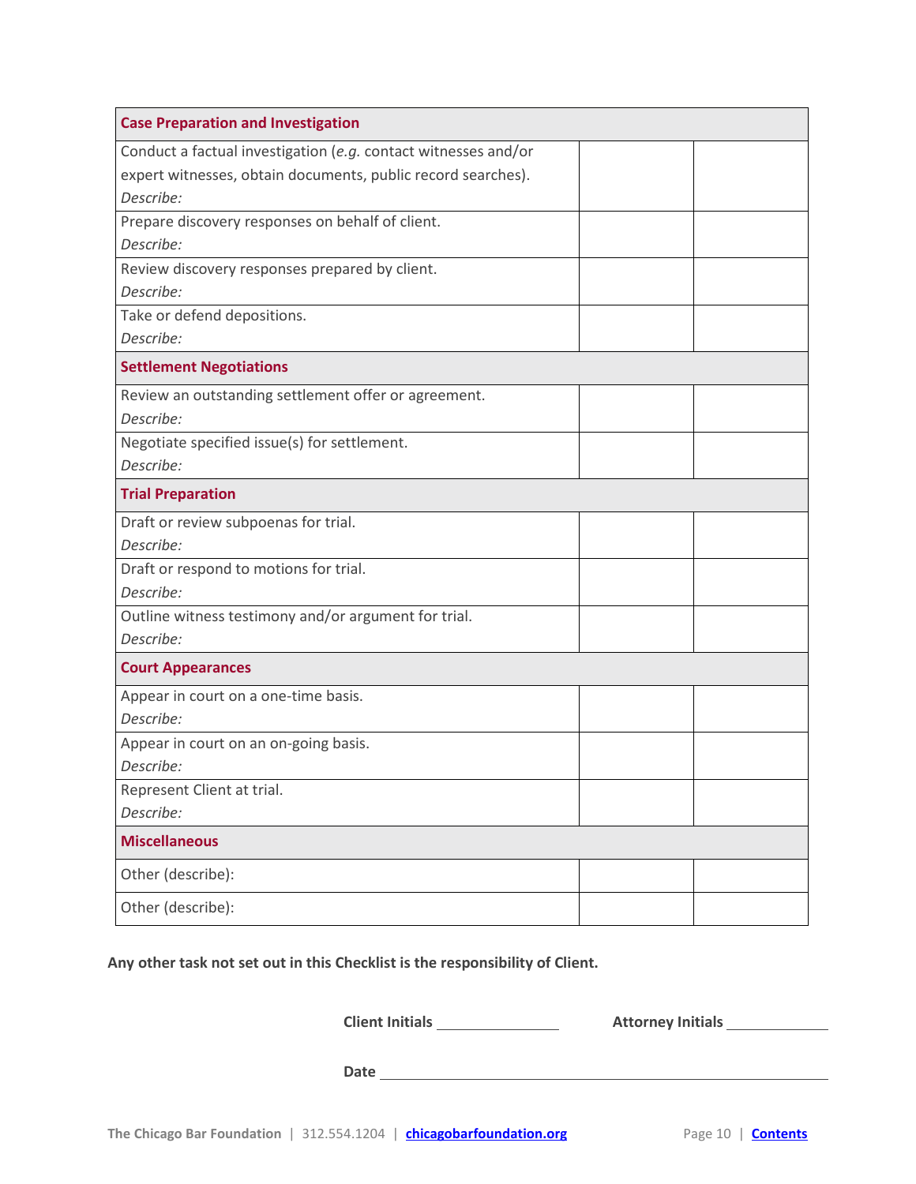| **Case Preparation and Investigation** | | |
|---|---|---|
| Conduct a factual investigation (*e.g.* contact witnesses and/or expert witnesses, obtain documents, public record searches).<br>*Describe:* | | |
| Prepare discovery responses on behalf of client.<br>*Describe:* | | |
| Review discovery responses prepared by client.<br>*Describe:* | | |
| Take or defend depositions.<br>*Describe:* | | |
| **Settlement Negotiations** | | |
| Review an outstanding settlement offer or agreement.<br>*Describe:* | | |
| Negotiate specified issue(s) for settlement.<br>*Describe:* | | |
| **Trial Preparation** | | |
| Draft or review subpoenas for trial.<br>*Describe:* | | |
| Draft or respond to motions for trial.<br>*Describe:* | | |
| Outline witness testimony and/or argument for trial.<br>*Describe:* | | |
| **Court Appearances** | | |
| Appear in court on a one-time basis.<br>*Describe:* | | |
| Appear in court on an on-going basis.<br>*Describe:* | | |
| Represent Client at trial.<br>*Describe:* | | |
| **Miscellaneous** | | |
| Other (describe): | | |
| Other (describe): | | |

**Any other task not set out in this Checklist is the responsibility of Client.**

**Client Initials** ______________ **Attorney Initials** ______________

**Date** ______________________________________________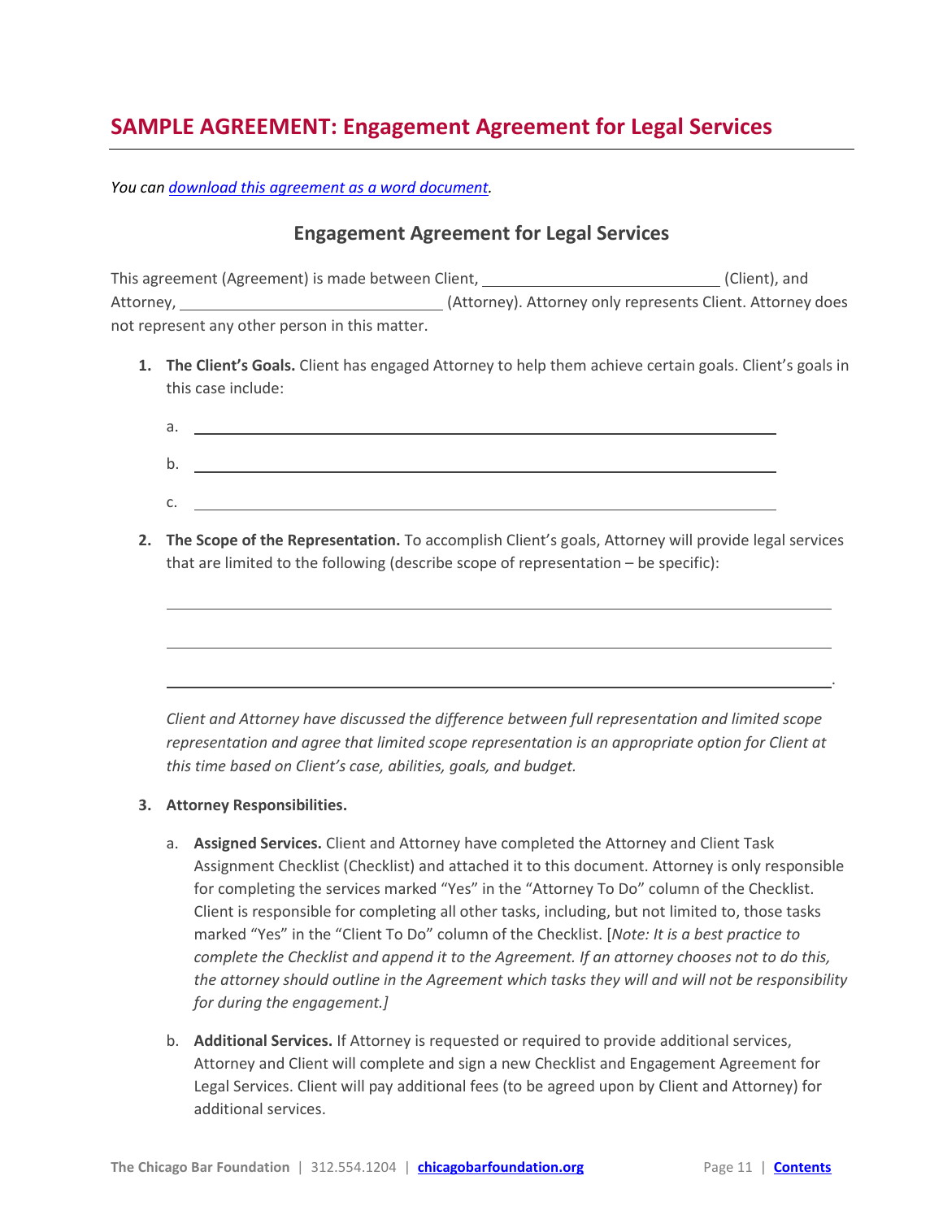# SAMPLE AGREEMENT: Engagement Agreement for Legal Services

*You can download this agreement as a word document.*

## Engagement Agreement for Legal Services

This agreement (Agreement) is made between Client, ____________________________ (Client), and Attorney, _______________________________ (Attorney). Attorney only represents Client. Attorney does not represent any other person in this matter.

1. **The Client's Goals.** Client has engaged Attorney to help them achieve certain goals. Client's goals in this case include:

   a. ______________________________________________________________________

   b. ______________________________________________________________________

   c. ______________________________________________________________________

2. **The Scope of the Representation.** To accomplish Client's goals, Attorney will provide legal services that are limited to the following (describe scope of representation – be specific):

   ______________________________________________________________________

   ______________________________________________________________________

   ______________________________________________________________________.

   *Client and Attorney have discussed the difference between full representation and limited scope representation and agree that limited scope representation is an appropriate option for Client at this time based on Client's case, abilities, goals, and budget.*

3. **Attorney Responsibilities.**

   a. **Assigned Services.** Client and Attorney have completed the Attorney and Client Task Assignment Checklist (Checklist) and attached it to this document. Attorney is only responsible for completing the services marked "Yes" in the "Attorney To Do" column of the Checklist. Client is responsible for completing all other tasks, including, but not limited to, those tasks marked "Yes" in the "Client To Do" column of the Checklist. [*Note: It is a best practice to complete the Checklist and append it to the Agreement. If an attorney chooses not to do this, the attorney should outline in the Agreement which tasks they will and will not be responsibility for during the engagement.]*

   b. **Additional Services.** If Attorney is requested or required to provide additional services, Attorney and Client will complete and sign a new Checklist and Engagement Agreement for Legal Services. Client will pay additional fees (to be agreed upon by Client and Attorney) for additional services.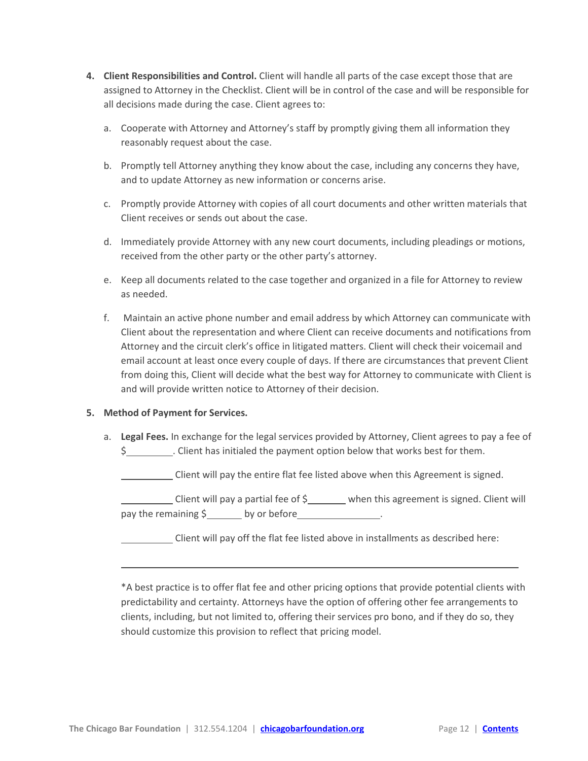4. **Client Responsibilities and Control.** Client will handle all parts of the case except those that are assigned to Attorney in the Checklist. Client will be in control of the case and will be responsible for all decisions made during the case. Client agrees to:

   a. Cooperate with Attorney and Attorney's staff by promptly giving them all information they reasonably request about the case.

   b. Promptly tell Attorney anything they know about the case, including any concerns they have, and to update Attorney as new information or concerns arise.

   c. Promptly provide Attorney with copies of all court documents and other written materials that Client receives or sends out about the case.

   d. Immediately provide Attorney with any new court documents, including pleadings or motions, received from the other party or the other party's attorney.

   e. Keep all documents related to the case together and organized in a file for Attorney to review as needed.

   f. Maintain an active phone number and email address by which Attorney can communicate with Client about the representation and where Client can receive documents and notifications from Attorney and the circuit clerk's office in litigated matters. Client will check their voicemail and email account at least once every couple of days. If there are circumstances that prevent Client from doing this, Client will decide what the best way for Attorney to communicate with Client is and will provide written notice to Attorney of their decision.

5. **Method of Payment for Services.**

   a. **Legal Fees.** In exchange for the legal services provided by Attorney, Client agrees to pay a fee of $\_\_\_\_\_\_\_\_\_. Client has initialed the payment option below that works best for them.

   \_\_\_\_\_\_\_\_\_\_ Client will pay the entire flat fee listed above when this Agreement is signed.

   \_\_\_\_\_\_\_\_\_\_ Client will pay a partial fee of $\_\_\_\_\_\_\_ when this agreement is signed. Client will pay the remaining $\_\_\_\_\_\_\_ by or before\_\_\_\_\_\_\_\_\_\_\_\_\_\_\_\_.

   \_\_\_\_\_\_\_\_\_\_ Client will pay off the flat fee listed above in installments as described here:

   \_\_\_\_\_\_\_\_\_\_\_\_\_\_\_\_\_\_\_\_\_\_\_\_\_\_\_\_\_\_\_\_\_\_\_\_\_\_\_\_\_\_\_\_\_\_\_\_\_\_\_\_\_\_\_\_\_\_\_\_\_\_\_\_\_\_\_\_\_\_

   *A best practice is to offer flat fee and other pricing options that provide potential clients with predictability and certainty. Attorneys have the option of offering other fee arrangements to clients, including, but not limited to, offering their services pro bono, and if they do so, they should customize this provision to reflect that pricing model.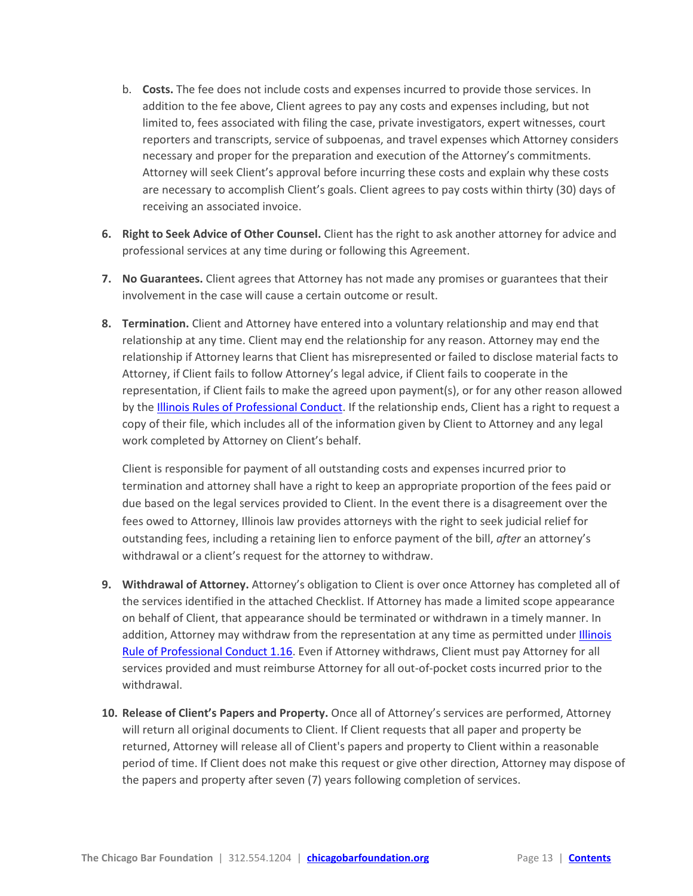b. **Costs.** The fee does not include costs and expenses incurred to provide those services. In addition to the fee above, Client agrees to pay any costs and expenses including, but not limited to, fees associated with filing the case, private investigators, expert witnesses, court reporters and transcripts, service of subpoenas, and travel expenses which Attorney considers necessary and proper for the preparation and execution of the Attorney's commitments. Attorney will seek Client's approval before incurring these costs and explain why these costs are necessary to accomplish Client's goals. Client agrees to pay costs within thirty (30) days of receiving an associated invoice.

6. **Right to Seek Advice of Other Counsel.** Client has the right to ask another attorney for advice and professional services at any time during or following this Agreement.

7. **No Guarantees.** Client agrees that Attorney has not made any promises or guarantees that their involvement in the case will cause a certain outcome or result.

8. **Termination.** Client and Attorney have entered into a voluntary relationship and may end that relationship at any time. Client may end the relationship for any reason. Attorney may end the relationship if Attorney learns that Client has misrepresented or failed to disclose material facts to Attorney, if Client fails to follow Attorney's legal advice, if Client fails to cooperate in the representation, if Client fails to make the agreed upon payment(s), or for any other reason allowed by the Illinois Rules of Professional Conduct. If the relationship ends, Client has a right to request a copy of their file, which includes all of the information given by Client to Attorney and any legal work completed by Attorney on Client's behalf.

   Client is responsible for payment of all outstanding costs and expenses incurred prior to termination and attorney shall have a right to keep an appropriate proportion of the fees paid or due based on the legal services provided to Client. In the event there is a disagreement over the fees owed to Attorney, Illinois law provides attorneys with the right to seek judicial relief for outstanding fees, including a retaining lien to enforce payment of the bill, *after* an attorney's withdrawal or a client's request for the attorney to withdraw.

9. **Withdrawal of Attorney.** Attorney's obligation to Client is over once Attorney has completed all of the services identified in the attached Checklist. If Attorney has made a limited scope appearance on behalf of Client, that appearance should be terminated or withdrawn in a timely manner. In addition, Attorney may withdraw from the representation at any time as permitted under Illinois Rule of Professional Conduct 1.16. Even if Attorney withdraws, Client must pay Attorney for all services provided and must reimburse Attorney for all out-of-pocket costs incurred prior to the withdrawal.

10. **Release of Client's Papers and Property.** Once all of Attorney's services are performed, Attorney will return all original documents to Client. If Client requests that all paper and property be returned, Attorney will release all of Client's papers and property to Client within a reasonable period of time. If Client does not make this request or give other direction, Attorney may dispose of the papers and property after seven (7) years following completion of services.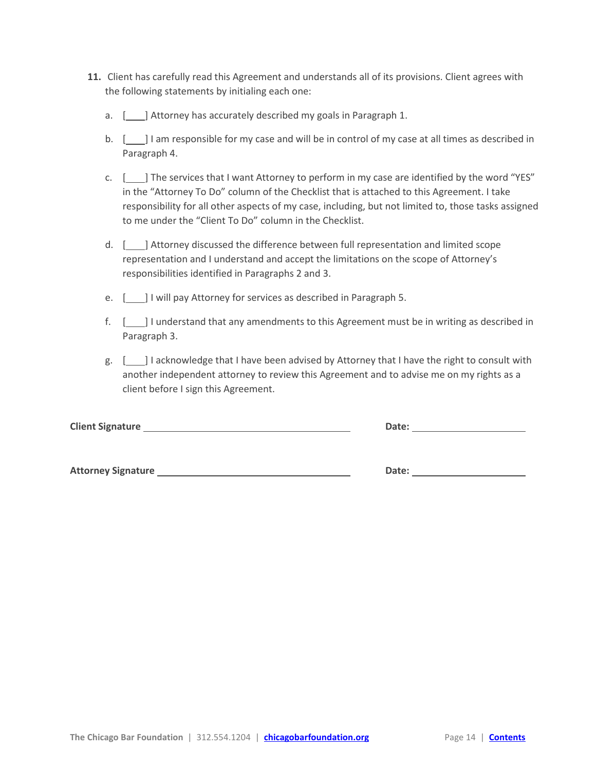11. Client has carefully read this Agreement and understands all of its provisions. Client agrees with the following statements by initialing each one:

    a. [____] Attorney has accurately described my goals in Paragraph 1.

    b. [____] I am responsible for my case and will be in control of my case at all times as described in Paragraph 4.

    c. [____] The services that I want Attorney to perform in my case are identified by the word "YES" in the "Attorney To Do" column of the Checklist that is attached to this Agreement. I take responsibility for all other aspects of my case, including, but not limited to, those tasks assigned to me under the "Client To Do" column in the Checklist.

    d. [____] Attorney discussed the difference between full representation and limited scope representation and I understand and accept the limitations on the scope of Attorney's responsibilities identified in Paragraphs 2 and 3.

    e. [____] I will pay Attorney for services as described in Paragraph 5.

    f. [____] I understand that any amendments to this Agreement must be in writing as described in Paragraph 3.

    g. [____] I acknowledge that I have been advised by Attorney that I have the right to consult with another independent attorney to review this Agreement and to advise me on my rights as a client before I sign this Agreement.

**Client Signature** ______________________________ **Date:** ________________

**Attorney Signature** ______________________________ **Date:** ________________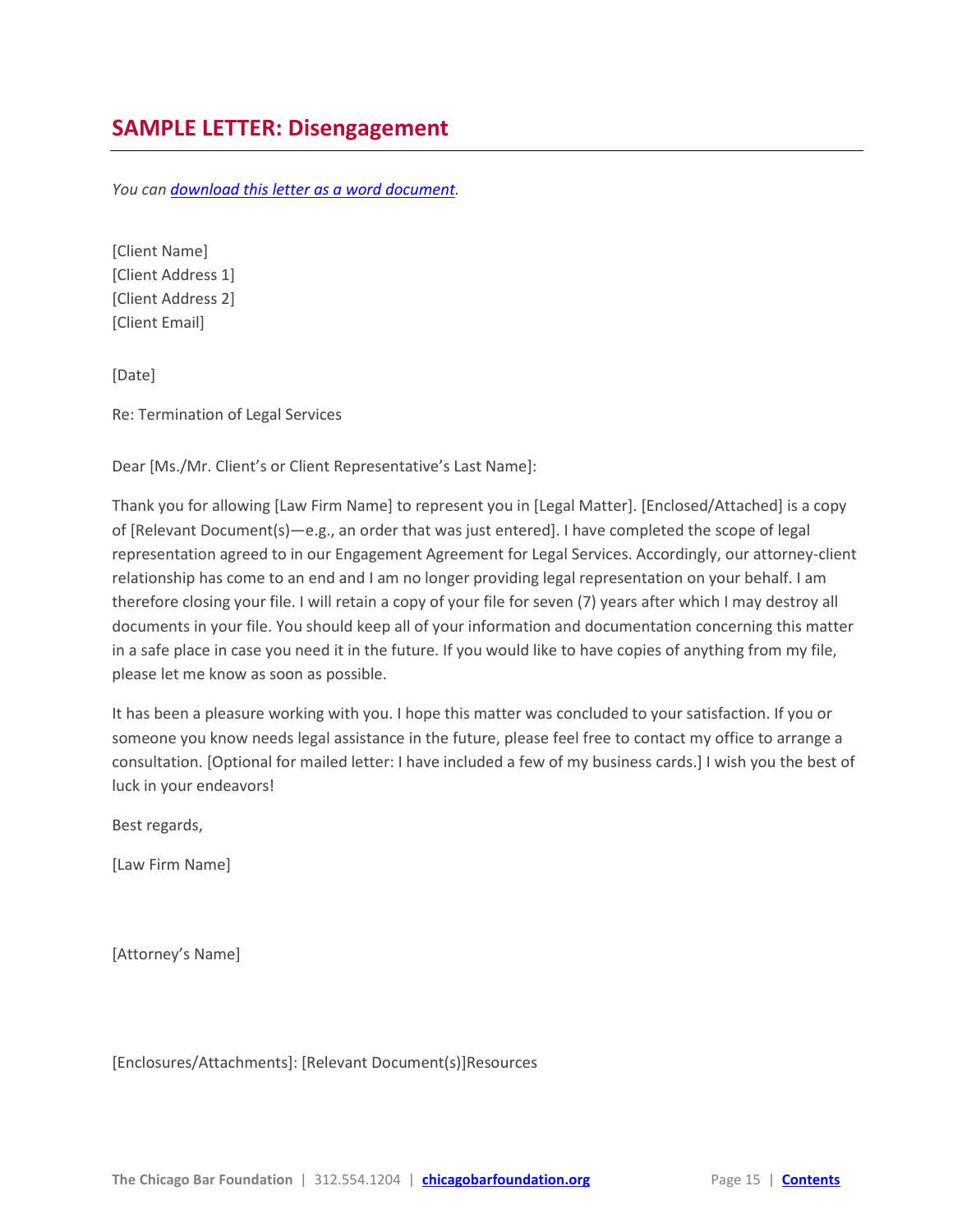## SAMPLE LETTER: Disengagement

*You can download this letter as a word document.*

[Client Name]
[Client Address 1]
[Client Address 2]
[Client Email]

[Date]

Re: Termination of Legal Services

Dear [Ms./Mr. Client's or Client Representative's Last Name]:

Thank you for allowing [Law Firm Name] to represent you in [Legal Matter]. [Enclosed/Attached] is a copy of [Relevant Document(s)—e.g., an order that was just entered]. I have completed the scope of legal representation agreed to in our Engagement Agreement for Legal Services. Accordingly, our attorney-client relationship has come to an end and I am no longer providing legal representation on your behalf. I am therefore closing your file. I will retain a copy of your file for seven (7) years after which I may destroy all documents in your file. You should keep all of your information and documentation concerning this matter in a safe place in case you need it in the future. If you would like to have copies of anything from my file, please let me know as soon as possible.

It has been a pleasure working with you. I hope this matter was concluded to your satisfaction. If you or someone you know needs legal assistance in the future, please feel free to contact my office to arrange a consultation. [Optional for mailed letter: I have included a few of my business cards.] I wish you the best of luck in your endeavors!

Best regards,

[Law Firm Name]

[Attorney's Name]

[Enclosures/Attachments]: [Relevant Document(s)]Resources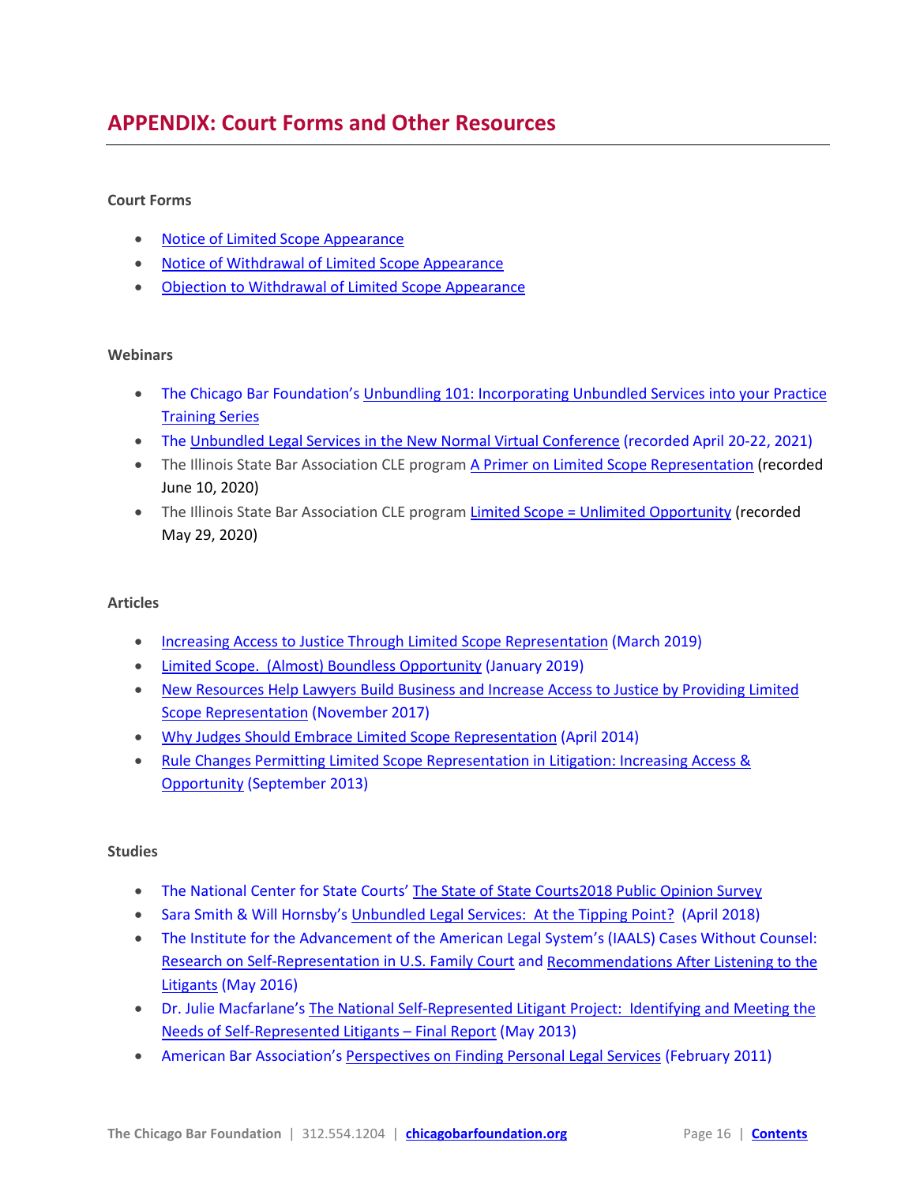# APPENDIX: Court Forms and Other Resources

**Court Forms**

- Notice of Limited Scope Appearance
- Notice of Withdrawal of Limited Scope Appearance
- Objection to Withdrawal of Limited Scope Appearance

**Webinars**

- The Chicago Bar Foundation's Unbundling 101: Incorporating Unbundled Services into your Practice Training Series
- The Unbundled Legal Services in the New Normal Virtual Conference (recorded April 20-22, 2021)
- The Illinois State Bar Association CLE program A Primer on Limited Scope Representation (recorded June 10, 2020)
- The Illinois State Bar Association CLE program Limited Scope = Unlimited Opportunity (recorded May 29, 2020)

**Articles**

- Increasing Access to Justice Through Limited Scope Representation (March 2019)
- Limited Scope. (Almost) Boundless Opportunity (January 2019)
- New Resources Help Lawyers Build Business and Increase Access to Justice by Providing Limited Scope Representation (November 2017)
- Why Judges Should Embrace Limited Scope Representation (April 2014)
- Rule Changes Permitting Limited Scope Representation in Litigation: Increasing Access & Opportunity (September 2013)

**Studies**

- The National Center for State Courts' The State of State Courts2018 Public Opinion Survey
- Sara Smith & Will Hornsby's Unbundled Legal Services: At the Tipping Point? (April 2018)
- The Institute for the Advancement of the American Legal System's (IAALS) Cases Without Counsel: Research on Self-Representation in U.S. Family Court and Recommendations After Listening to the Litigants (May 2016)
- Dr. Julie Macfarlane's The National Self-Represented Litigant Project: Identifying and Meeting the Needs of Self-Represented Litigants – Final Report (May 2013)
- American Bar Association's Perspectives on Finding Personal Legal Services (February 2011)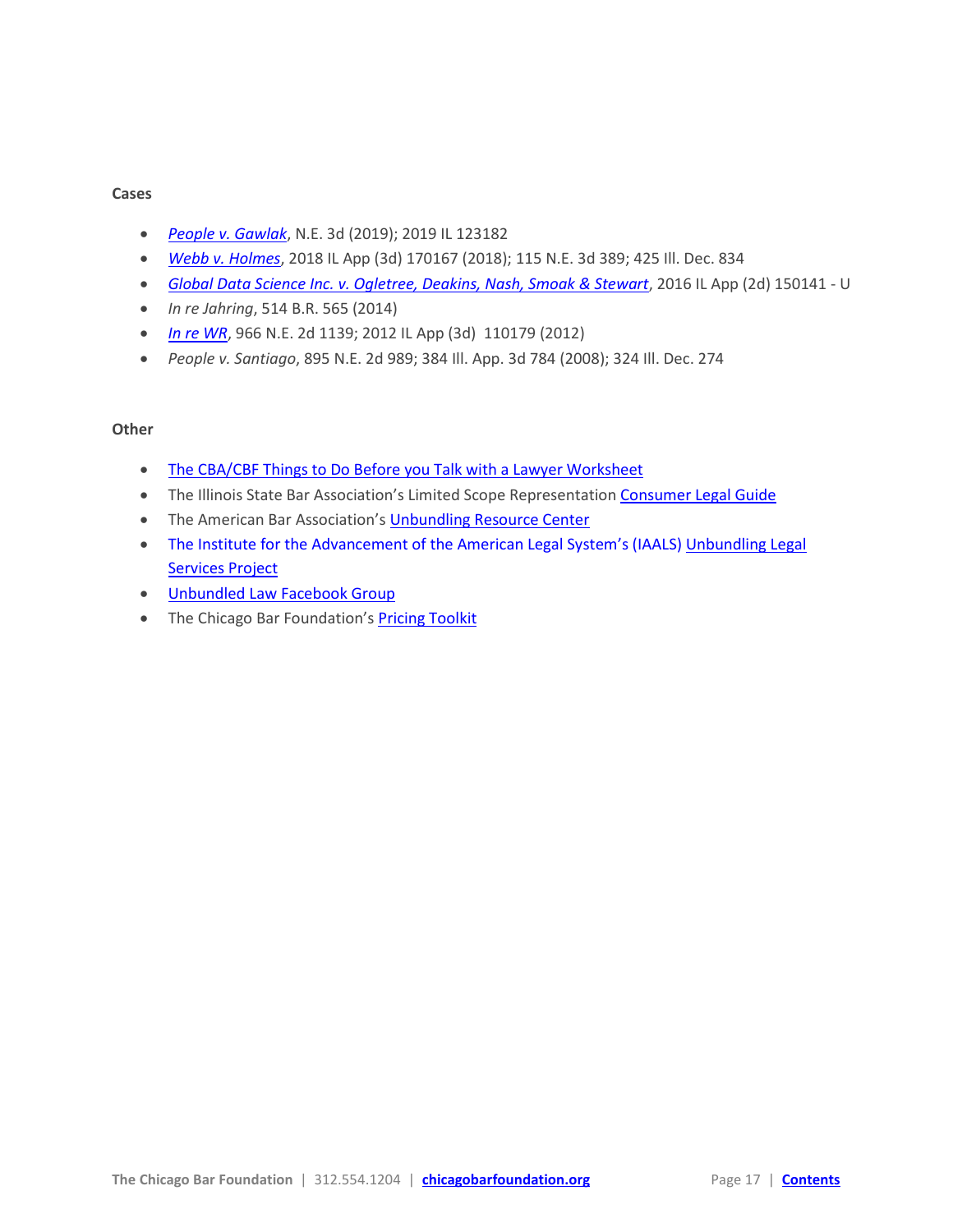**Cases**

- *People v. Gawlak*, N.E. 3d (2019); 2019 IL 123182
- *Webb v. Holmes*, 2018 IL App (3d) 170167 (2018); 115 N.E. 3d 389; 425 Ill. Dec. 834
- *Global Data Science Inc. v. Ogletree, Deakins, Nash, Smoak & Stewart*, 2016 IL App (2d) 150141 - U
- *In re Jahring*, 514 B.R. 565 (2014)
- *In re WR*, 966 N.E. 2d 1139; 2012 IL App (3d) 110179 (2012)
- *People v. Santiago*, 895 N.E. 2d 989; 384 Ill. App. 3d 784 (2008); 324 Ill. Dec. 274

**Other**

- The CBA/CBF Things to Do Before you Talk with a Lawyer Worksheet
- The Illinois State Bar Association's Limited Scope Representation Consumer Legal Guide
- The American Bar Association's Unbundling Resource Center
- The Institute for the Advancement of the American Legal System's (IAALS) Unbundling Legal Services Project
- Unbundled Law Facebook Group
- The Chicago Bar Foundation's Pricing Toolkit